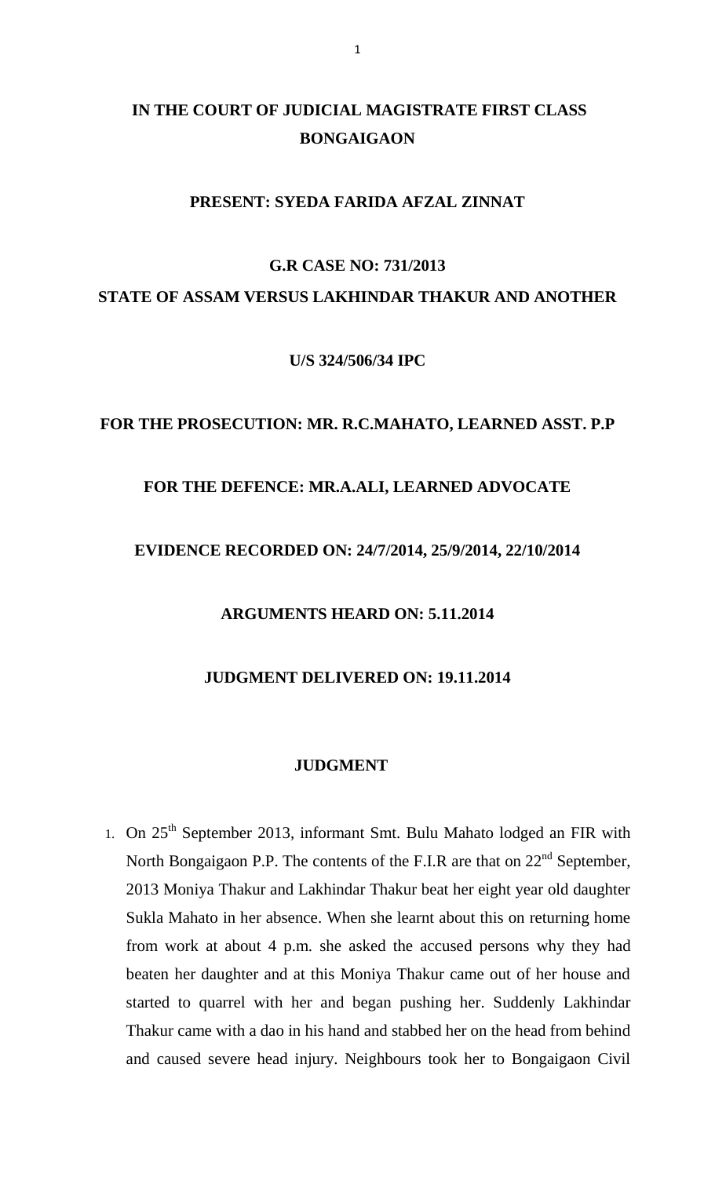**IN THE COURT OF JUDICIAL MAGISTRATE FIRST CLASS BONGAIGAON**

**PRESENT: SYEDA FARIDA AFZAL ZINNAT**

**G.R CASE NO: 731/2013**

**STATE OF ASSAM VERSUS LAKHINDAR THAKUR AND ANOTHER**

**U/S 324/506/34 IPC**

**FOR THE PROSECUTION: MR. R.C.MAHATO, LEARNED ASST. P.P**

**FOR THE DEFENCE: MR.A.ALI, LEARNED ADVOCATE**

**EVIDENCE RECORDED ON: 24/7/2014, 25/9/2014, 22/10/2014**

**ARGUMENTS HEARD ON: 5.11.2014**

**JUDGMENT DELIVERED ON: 19.11.2014**

**JUDGMENT**

1. On 25th September 2013, informant Smt. Bulu Mahato lodged an FIR with North Bongaigaon P.P. The contents of the F.I.R are that on 22nd September, 2013 Moniya Thakur and Lakhindar Thakur beat her eight year old daughter Sukla Mahato in her absence. When she learnt about this on returning home from work at about 4 p.m. she asked the accused persons why they had beaten her daughter and at this Moniya Thakur came out of her house and started to quarrel with her and began pushing her. Suddenly Lakhindar Thakur came with a dao in his hand and stabbed her on the head from behind and caused severe head injury. Neighbours took her to Bongaigaon Civil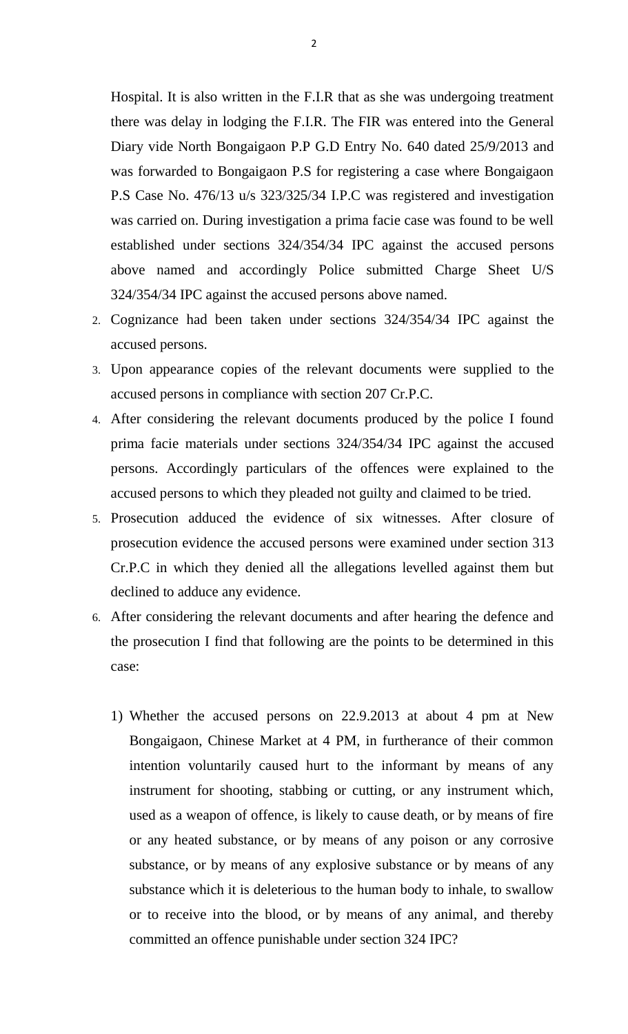Hospital. It is also written in the F.I.R that as she was undergoing treatment there was delay in lodging the F.I.R. The FIR was entered into the General Diary vide North Bongaigaon P.P G.D Entry No. 640 dated 25/9/2013 and was forwarded to Bongaigaon P.S for registering a case where Bongaigaon P.S Case No. 476/13 u/s 323/325/34 I.P.C was registered and investigation was carried on. During investigation a prima facie case was found to be well established under sections 324/354/34 IPC against the accused persons above named and accordingly Police submitted Charge Sheet U/S 324/354/34 IPC against the accused persons above named.

2. Cognizance had been taken under sections 324/354/34 IPC against the accused persons.
3. Upon appearance copies of the relevant documents were supplied to the accused persons in compliance with section 207 Cr.P.C.
4. After considering the relevant documents produced by the police I found prima facie materials under sections 324/354/34 IPC against the accused persons. Accordingly particulars of the offences were explained to the accused persons to which they pleaded not guilty and claimed to be tried.
5. Prosecution adduced the evidence of six witnesses. After closure of prosecution evidence the accused persons were examined under section 313 Cr.P.C in which they denied all the allegations levelled against them but declined to adduce any evidence.
6. After considering the relevant documents and after hearing the defence and the prosecution I find that following are the points to be determined in this case:

    1) Whether the accused persons on 22.9.2013 at about 4 pm at New Bongaigaon, Chinese Market at 4 PM, in furtherance of their common intention voluntarily caused hurt to the informant by means of any instrument for shooting, stabbing or cutting, or any instrument which, used as a weapon of offence, is likely to cause death, or by means of fire or any heated substance, or by means of any poison or any corrosive substance, or by means of any explosive substance or by means of any substance which it is deleterious to the human body to inhale, to swallow or to receive into the blood, or by means of any animal, and thereby committed an offence punishable under section 324 IPC?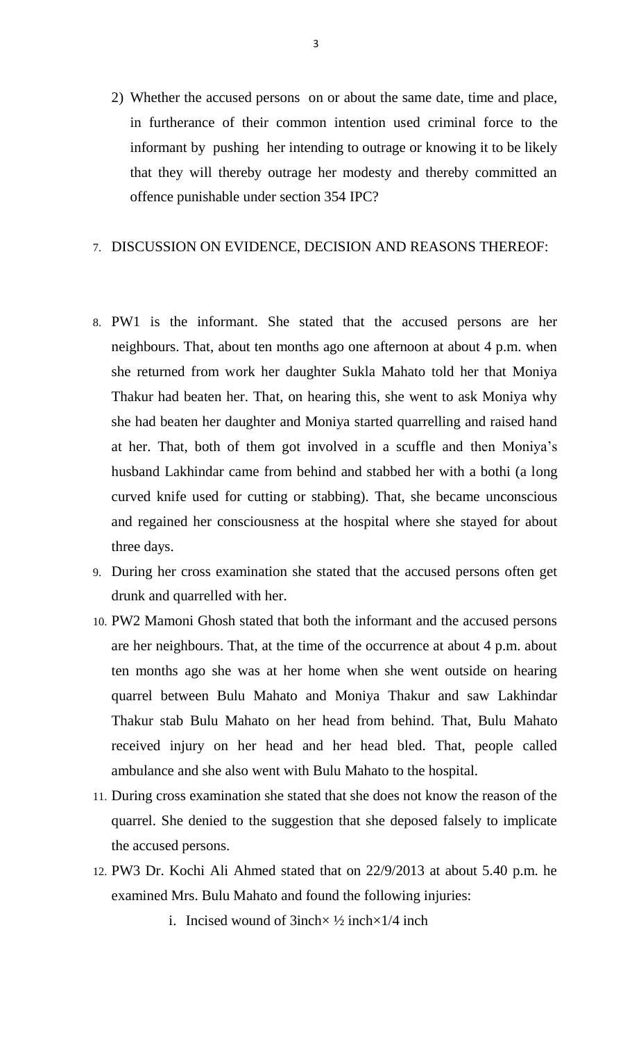2) Whether the accused persons on or about the same date, time and place, in furtherance of their common intention used criminal force to the informant by pushing her intending to outrage or knowing it to be likely that they will thereby outrage her modesty and thereby committed an offence punishable under section 354 IPC?

7. DISCUSSION ON EVIDENCE, DECISION AND REASONS THEREOF:

8. PW1 is the informant. She stated that the accused persons are her neighbours. That, about ten months ago one afternoon at about 4 p.m. when she returned from work her daughter Sukla Mahato told her that Moniya Thakur had beaten her. That, on hearing this, she went to ask Moniya why she had beaten her daughter and Moniya started quarrelling and raised hand at her. That, both of them got involved in a scuffle and then Moniya's husband Lakhindar came from behind and stabbed her with a bothi (a long curved knife used for cutting or stabbing). That, she became unconscious and regained her consciousness at the hospital where she stayed for about three days.

9. During her cross examination she stated that the accused persons often get drunk and quarrelled with her.

10. PW2 Mamoni Ghosh stated that both the informant and the accused persons are her neighbours. That, at the time of the occurrence at about 4 p.m. about ten months ago she was at her home when she went outside on hearing quarrel between Bulu Mahato and Moniya Thakur and saw Lakhindar Thakur stab Bulu Mahato on her head from behind. That, Bulu Mahato received injury on her head and her head bled. That, people called ambulance and she also went with Bulu Mahato to the hospital.

11. During cross examination she stated that she does not know the reason of the quarrel. She denied to the suggestion that she deposed falsely to implicate the accused persons.

12. PW3 Dr. Kochi Ali Ahmed stated that on 22/9/2013 at about 5.40 p.m. he examined Mrs. Bulu Mahato and found the following injuries:

    i. Incised wound of 3inch× ½ inch×1/4 inch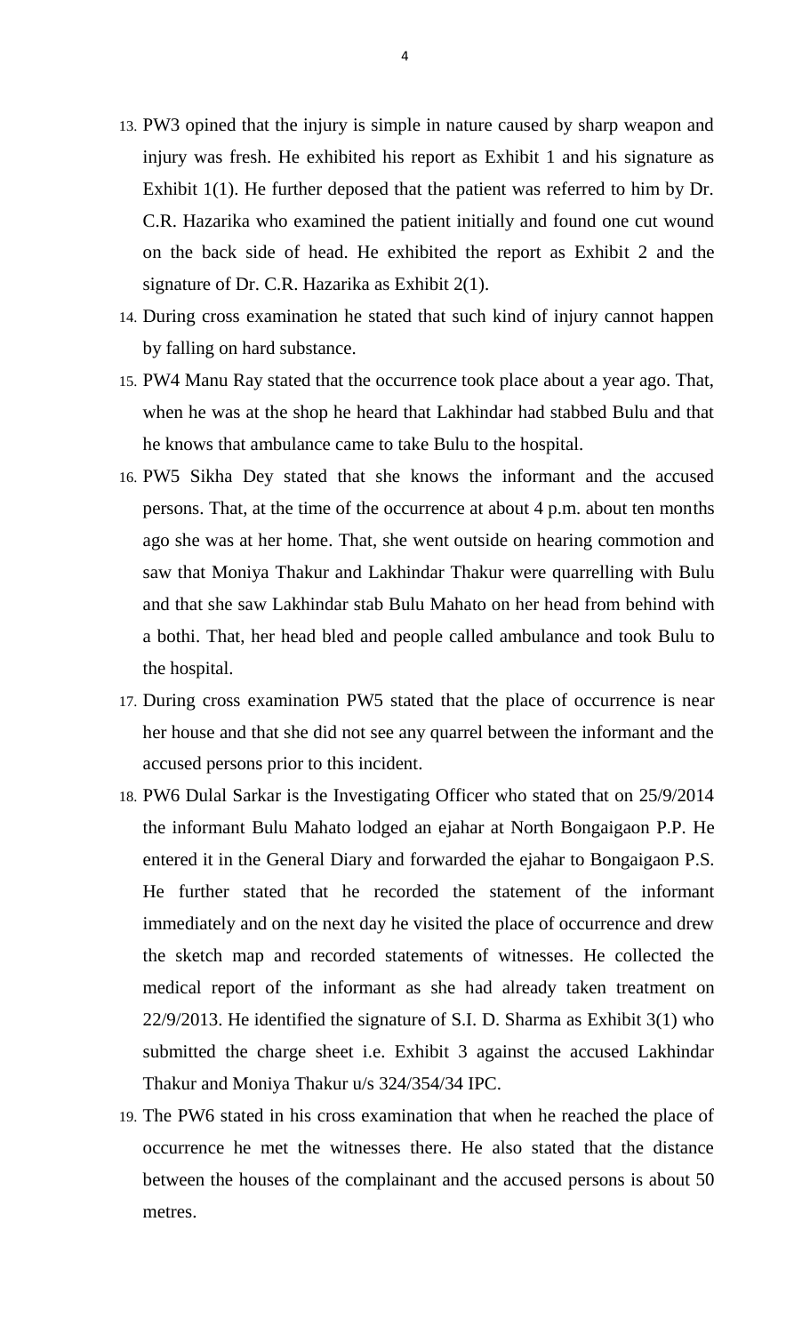13. PW3 opined that the injury is simple in nature caused by sharp weapon and injury was fresh. He exhibited his report as Exhibit 1 and his signature as Exhibit 1(1). He further deposed that the patient was referred to him by Dr. C.R. Hazarika who examined the patient initially and found one cut wound on the back side of head. He exhibited the report as Exhibit 2 and the signature of Dr. C.R. Hazarika as Exhibit 2(1).

14. During cross examination he stated that such kind of injury cannot happen by falling on hard substance.

15. PW4 Manu Ray stated that the occurrence took place about a year ago. That, when he was at the shop he heard that Lakhindar had stabbed Bulu and that he knows that ambulance came to take Bulu to the hospital.

16. PW5 Sikha Dey stated that she knows the informant and the accused persons. That, at the time of the occurrence at about 4 p.m. about ten months ago she was at her home. That, she went outside on hearing commotion and saw that Moniya Thakur and Lakhindar Thakur were quarrelling with Bulu and that she saw Lakhindar stab Bulu Mahato on her head from behind with a bothi. That, her head bled and people called ambulance and took Bulu to the hospital.

17. During cross examination PW5 stated that the place of occurrence is near her house and that she did not see any quarrel between the informant and the accused persons prior to this incident.

18. PW6 Dulal Sarkar is the Investigating Officer who stated that on 25/9/2014 the informant Bulu Mahato lodged an ejahar at North Bongaigaon P.P. He entered it in the General Diary and forwarded the ejahar to Bongaigaon P.S. He further stated that he recorded the statement of the informant immediately and on the next day he visited the place of occurrence and drew the sketch map and recorded statements of witnesses. He collected the medical report of the informant as she had already taken treatment on 22/9/2013. He identified the signature of S.I. D. Sharma as Exhibit 3(1) who submitted the charge sheet i.e. Exhibit 3 against the accused Lakhindar Thakur and Moniya Thakur u/s 324/354/34 IPC.

19. The PW6 stated in his cross examination that when he reached the place of occurrence he met the witnesses there. He also stated that the distance between the houses of the complainant and the accused persons is about 50 metres.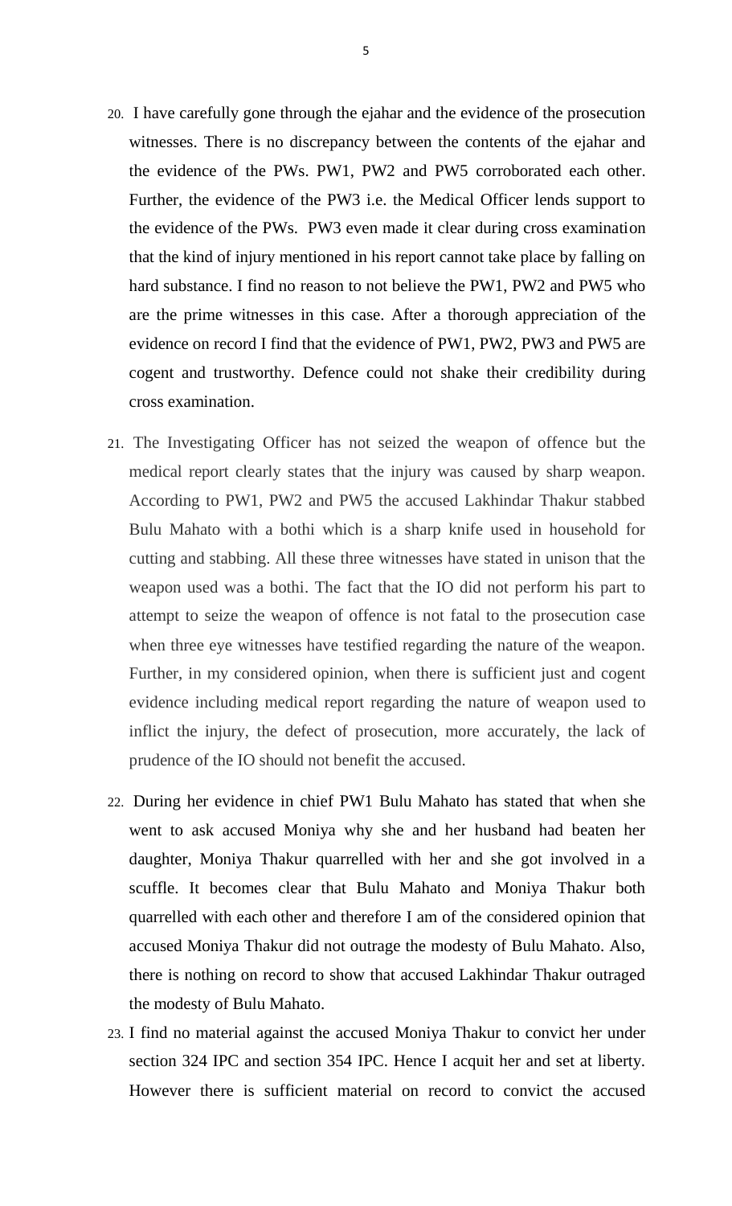20. I have carefully gone through the ejahar and the evidence of the prosecution witnesses. There is no discrepancy between the contents of the ejahar and the evidence of the PWs. PW1, PW2 and PW5 corroborated each other. Further, the evidence of the PW3 i.e. the Medical Officer lends support to the evidence of the PWs. PW3 even made it clear during cross examination that the kind of injury mentioned in his report cannot take place by falling on hard substance. I find no reason to not believe the PW1, PW2 and PW5 who are the prime witnesses in this case. After a thorough appreciation of the evidence on record I find that the evidence of PW1, PW2, PW3 and PW5 are cogent and trustworthy. Defence could not shake their credibility during cross examination.

21. The Investigating Officer has not seized the weapon of offence but the medical report clearly states that the injury was caused by sharp weapon. According to PW1, PW2 and PW5 the accused Lakhindar Thakur stabbed Bulu Mahato with a bothi which is a sharp knife used in household for cutting and stabbing. All these three witnesses have stated in unison that the weapon used was a bothi. The fact that the IO did not perform his part to attempt to seize the weapon of offence is not fatal to the prosecution case when three eye witnesses have testified regarding the nature of the weapon. Further, in my considered opinion, when there is sufficient just and cogent evidence including medical report regarding the nature of weapon used to inflict the injury, the defect of prosecution, more accurately, the lack of prudence of the IO should not benefit the accused.

22. During her evidence in chief PW1 Bulu Mahato has stated that when she went to ask accused Moniya why she and her husband had beaten her daughter, Moniya Thakur quarrelled with her and she got involved in a scuffle. It becomes clear that Bulu Mahato and Moniya Thakur both quarrelled with each other and therefore I am of the considered opinion that accused Moniya Thakur did not outrage the modesty of Bulu Mahato. Also, there is nothing on record to show that accused Lakhindar Thakur outraged the modesty of Bulu Mahato.

23. I find no material against the accused Moniya Thakur to convict her under section 324 IPC and section 354 IPC. Hence I acquit her and set at liberty. However there is sufficient material on record to convict the accused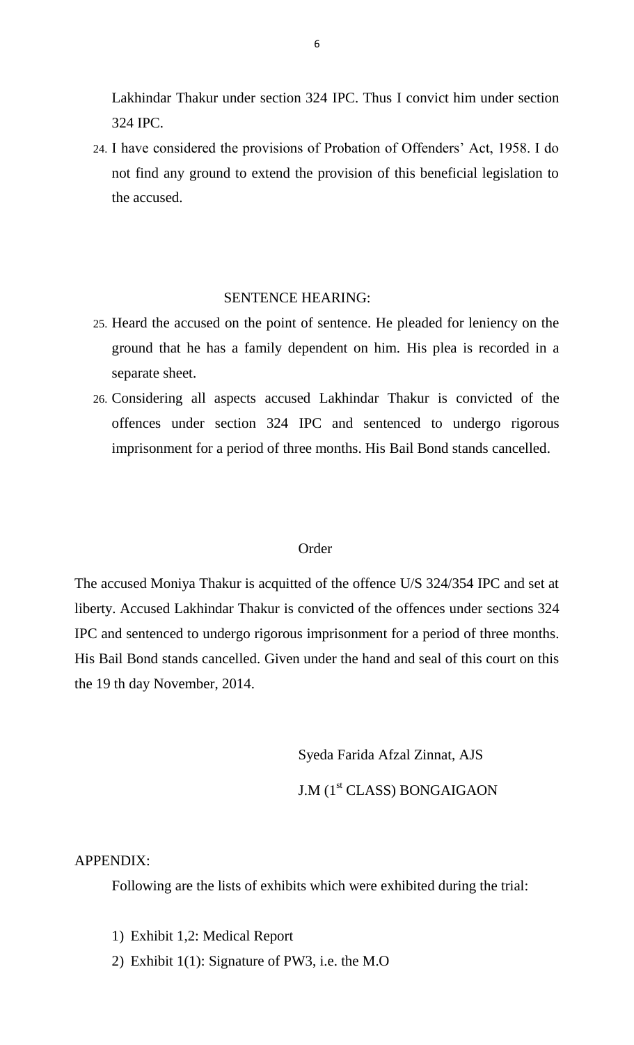Lakhindar Thakur under section 324 IPC. Thus I convict him under section 324 IPC.

24. I have considered the provisions of Probation of Offenders' Act, 1958. I do not find any ground to extend the provision of this beneficial legislation to the accused.

## SENTENCE HEARING:

25. Heard the accused on the point of sentence. He pleaded for leniency on the ground that he has a family dependent on him. His plea is recorded in a separate sheet.

26. Considering all aspects accused Lakhindar Thakur is convicted of the offences under section 324 IPC and sentenced to undergo rigorous imprisonment for a period of three months. His Bail Bond stands cancelled.

## Order

The accused Moniya Thakur is acquitted of the offence U/S 324/354 IPC and set at liberty. Accused Lakhindar Thakur is convicted of the offences under sections 324 IPC and sentenced to undergo rigorous imprisonment for a period of three months. His Bail Bond stands cancelled. Given under the hand and seal of this court on this the 19 th day November, 2014.

Syeda Farida Afzal Zinnat, AJS

J.M (1st CLASS) BONGAIGAON

APPENDIX:

Following are the lists of exhibits which were exhibited during the trial:

1) Exhibit 1,2: Medical Report
2) Exhibit 1(1): Signature of PW3, i.e. the M.O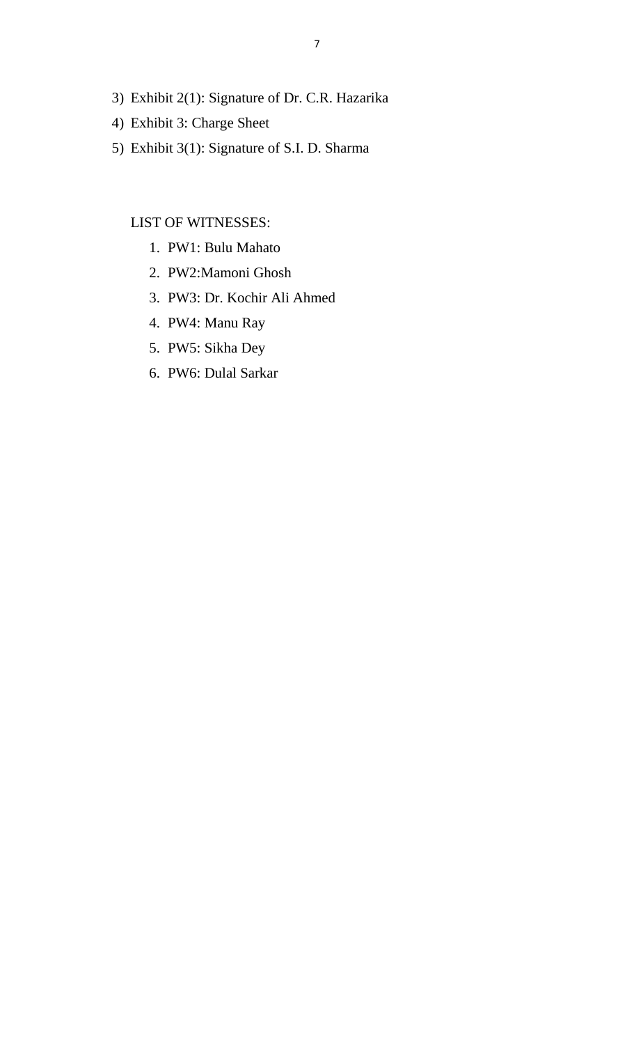3) Exhibit 2(1): Signature of Dr. C.R. Hazarika
4) Exhibit 3: Charge Sheet
5) Exhibit 3(1): Signature of S.I. D. Sharma

LIST OF WITNESSES:

1. PW1: Bulu Mahato
2. PW2:Mamoni Ghosh
3. PW3: Dr. Kochir Ali Ahmed
4. PW4: Manu Ray
5. PW5: Sikha Dey
6. PW6: Dulal Sarkar